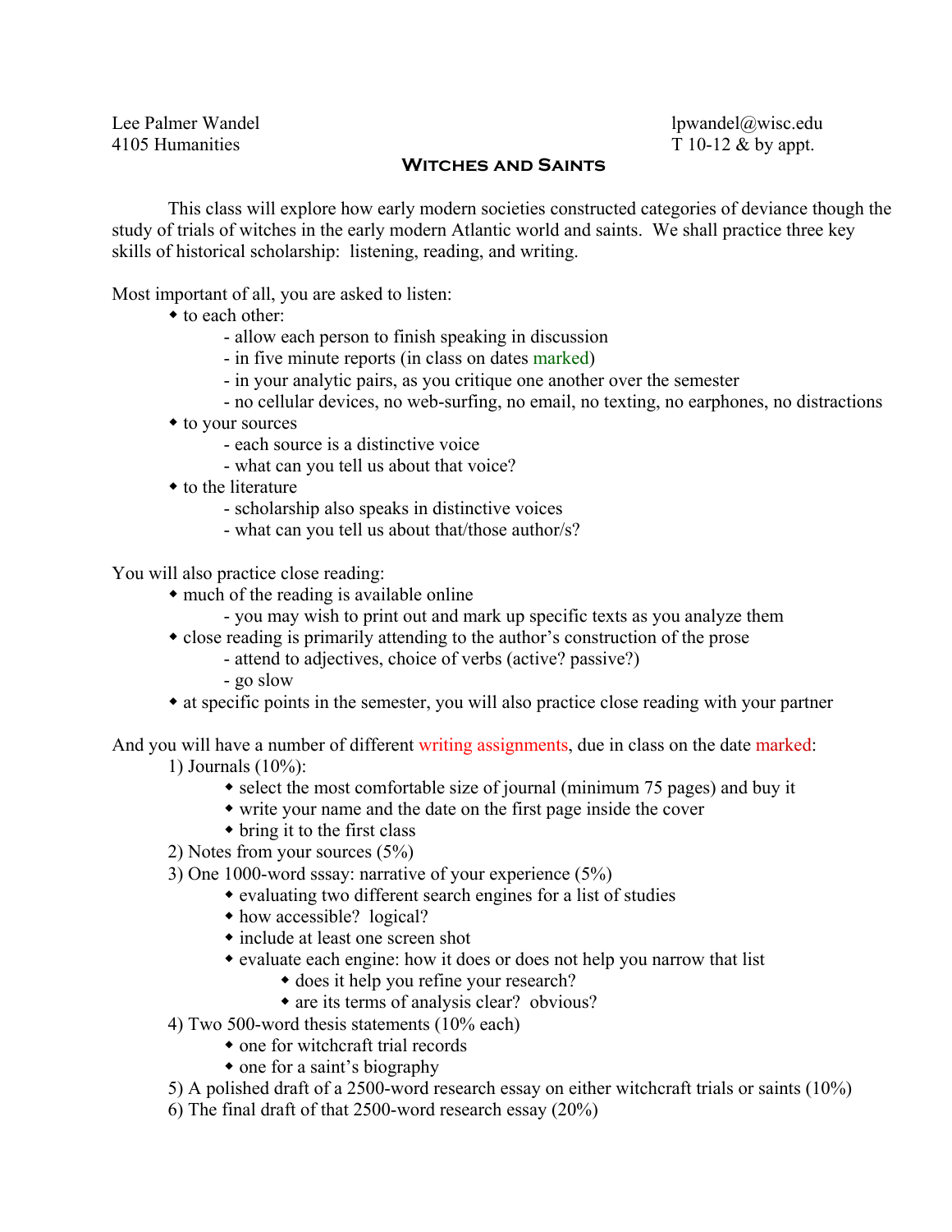Lee Palmer Wandel
4105 Humanities

lpwandel@wisc.edu
T 10-12 & by appt.

# Witches and Saints

This class will explore how early modern societies constructed categories of deviance though the study of trials of witches in the early modern Atlantic world and saints. We shall practice three key skills of historical scholarship: listening, reading, and writing.

Most important of all, you are asked to listen:

- to each other:
  - allow each person to finish speaking in discussion
  - in five minute reports (in class on dates marked)
  - in your analytic pairs, as you critique one another over the semester
  - no cellular devices, no web-surfing, no email, no texting, no earphones, no distractions
- to your sources
  - each source is a distinctive voice
  - what can you tell us about that voice?
- to the literature
  - scholarship also speaks in distinctive voices
  - what can you tell us about that/those author/s?

You will also practice close reading:

- much of the reading is available online
  - you may wish to print out and mark up specific texts as you analyze them
- close reading is primarily attending to the author's construction of the prose
  - attend to adjectives, choice of verbs (active? passive?)
  - go slow
- at specific points in the semester, you will also practice close reading with your partner

And you will have a number of different writing assignments, due in class on the date marked:

1) Journals (10%):
   - select the most comfortable size of journal (minimum 75 pages) and buy it
   - write your name and the date on the first page inside the cover
   - bring it to the first class
2) Notes from your sources (5%)
3) One 1000-word sssay: narrative of your experience (5%)
   - evaluating two different search engines for a list of studies
   - how accessible? logical?
   - include at least one screen shot
   - evaluate each engine: how it does or does not help you narrow that list
     - does it help you refine your research?
     - are its terms of analysis clear? obvious?
4) Two 500-word thesis statements (10% each)
   - one for witchcraft trial records
   - one for a saint's biography
5) A polished draft of a 2500-word research essay on either witchcraft trials or saints (10%)
6) The final draft of that 2500-word research essay (20%)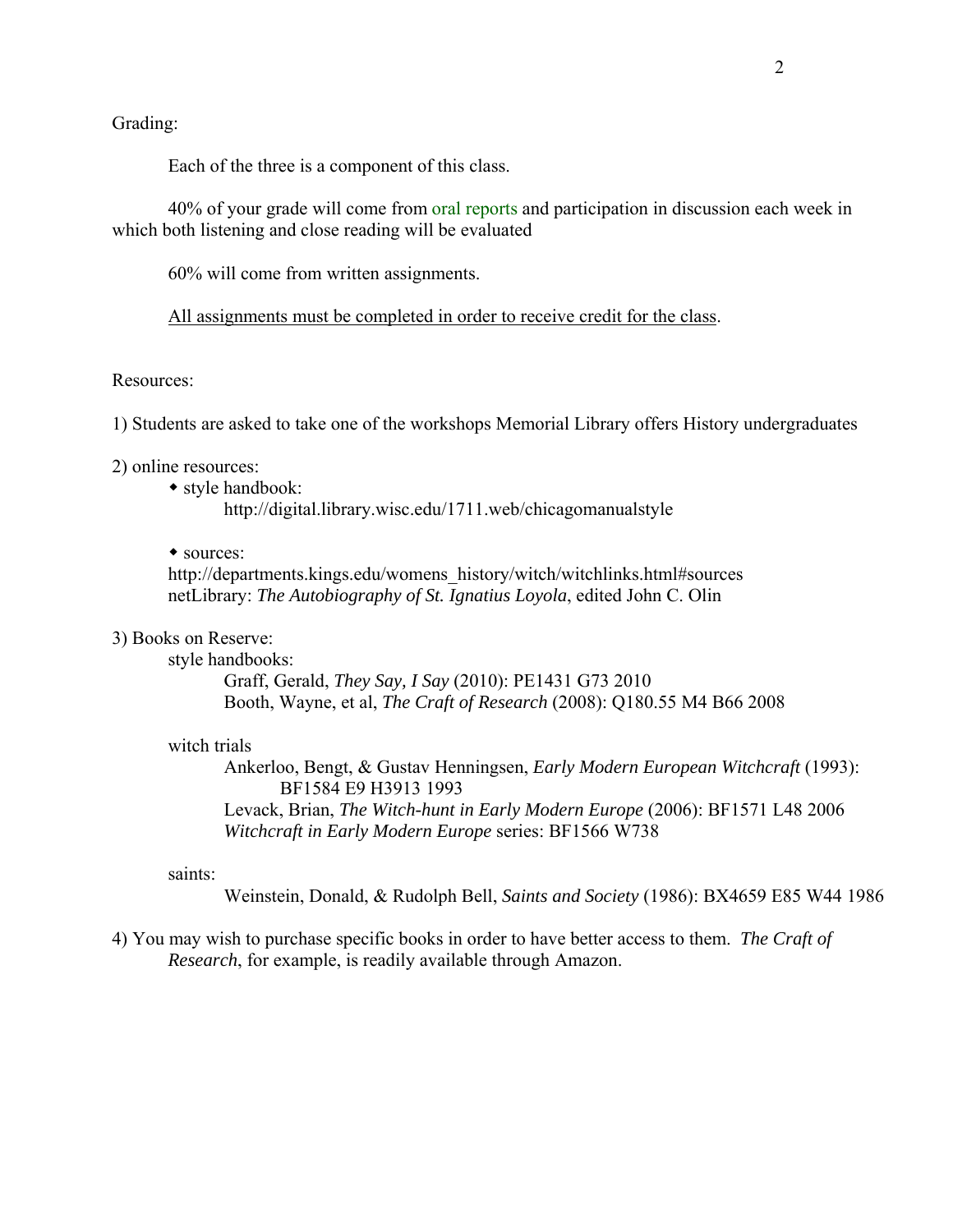Grading:

Each of the three is a component of this class.

40% of your grade will come from oral reports and participation in discussion each week in which both listening and close reading will be evaluated

60% will come from written assignments.

<u>All assignments must be completed in order to receive credit for the class</u>.

Resources:

1) Students are asked to take one of the workshops Memorial Library offers History undergraduates

2) online resources:
   - style handbook:
     http://digital.library.wisc.edu/1711.web/chicagomanualstyle

   - sources:
     http://departments.kings.edu/womens_history/witch/witchlinks.html#sources
     netLibrary: *The Autobiography of St. Ignatius Loyola*, edited John C. Olin

3) Books on Reserve:

   style handbooks:
   - Graff, Gerald, *They Say, I Say* (2010): PE1431 G73 2010
   - Booth, Wayne, et al, *The Craft of Research* (2008): Q180.55 M4 B66 2008

   witch trials
   - Ankerloo, Bengt, & Gustav Henningsen, *Early Modern European Witchcraft* (1993): BF1584 E9 H3913 1993
   - Levack, Brian, *The Witch-hunt in Early Modern Europe* (2006): BF1571 L48 2006
   - *Witchcraft in Early Modern Europe* series: BF1566 W738

   saints:
   - Weinstein, Donald, & Rudolph Bell, *Saints and Society* (1986): BX4659 E85 W44 1986

4) You may wish to purchase specific books in order to have better access to them. *The Craft of Research*, for example, is readily available through Amazon.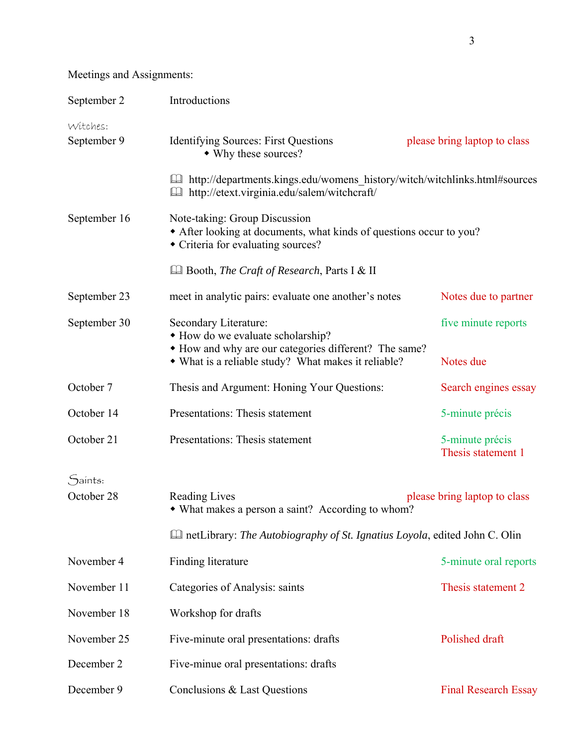Meetings and Assignments:

| | | |
|---|---|---|
| September 2 | Introductions | |
| *Witches:* | | |
| September 9 | Identifying Sources: First Questions<br>◆ Why these sources?<br><br>📖 http://departments.kings.edu/womens_history/witch/witchlinks.html#sources<br>📖 http://etext.virginia.edu/salem/witchcraft/ | please bring laptop to class |
| September 16 | Note-taking: Group Discussion<br>◆ After looking at documents, what kinds of questions occur to you?<br>◆ Criteria for evaluating sources?<br><br>📖 Booth, *The Craft of Research*, Parts I & II | |
| September 23 | meet in analytic pairs: evaluate one another's notes | Notes due to partner |
| September 30 | Secondary Literature:<br>◆ How do we evaluate scholarship?<br>◆ How and why are our categories different? The same?<br>◆ What is a reliable study? What makes it reliable? | five minute reports<br><br>Notes due |
| October 7 | Thesis and Argument: Honing Your Questions: | Search engines essay |
| October 14 | Presentations: Thesis statement | 5-minute précis |
| October 21 | Presentations: Thesis statement | 5-minute précis<br>Thesis statement 1 |
| *Saints:* | | |
| October 28 | Reading Lives<br>◆ What makes a person a saint? According to whom?<br><br>📖 netLibrary: *The Autobiography of St. Ignatius Loyola*, edited John C. Olin | please bring laptop to class |
| November 4 | Finding literature | 5-minute oral reports |
| November 11 | Categories of Analysis: saints | Thesis statement 2 |
| November 18 | Workshop for drafts | |
| November 25 | Five-minute oral presentations: drafts | Polished draft |
| December 2 | Five-minue oral presentations: drafts | |
| December 9 | Conclusions & Last Questions | Final Research Essay |